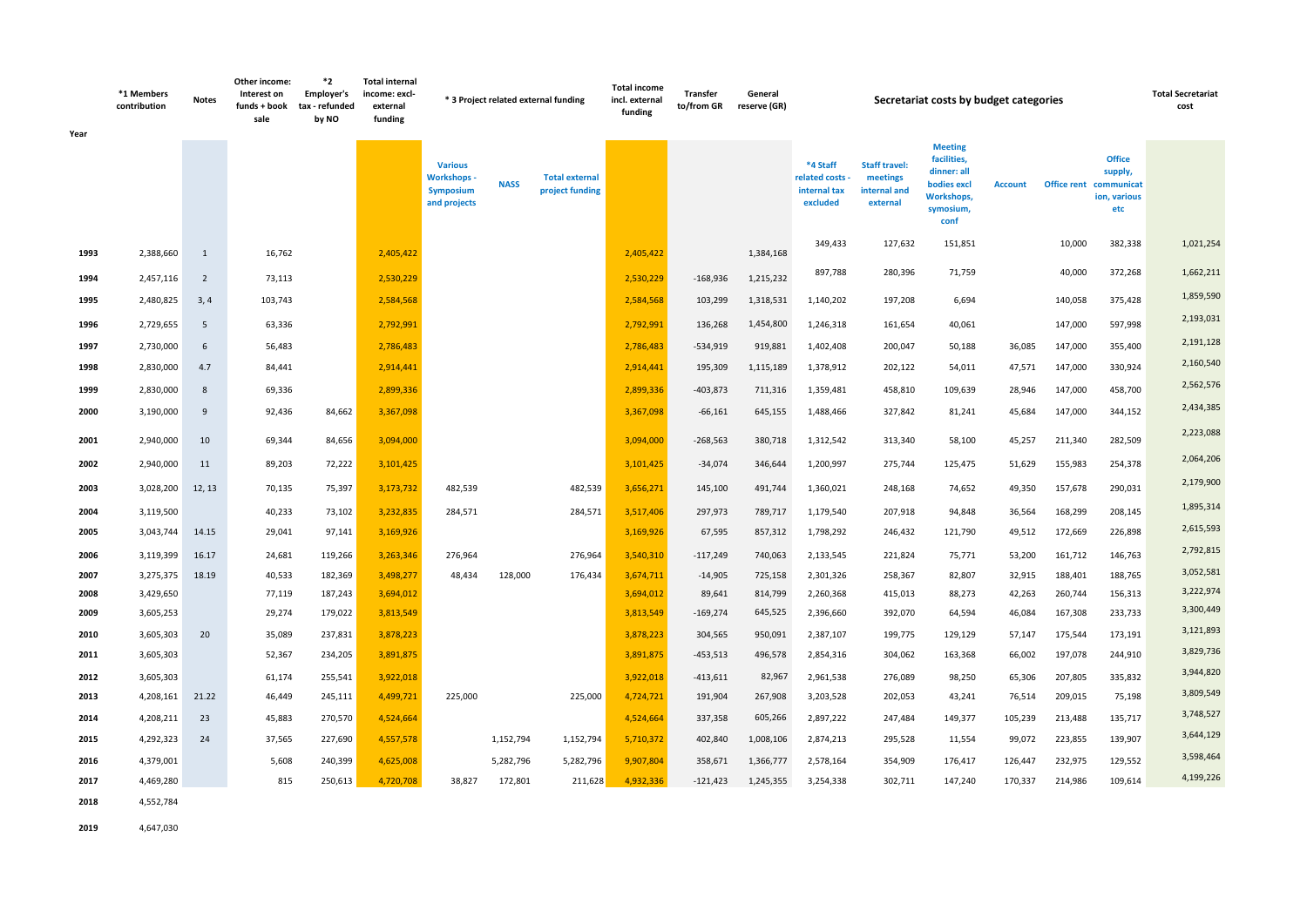| Year | *1 Members contribution | Notes | Other income: Interest on funds + book sale | *2 Employer's tax - refunded by NO | Total internal income: excl- external funding | * 3 Project related external funding | | | Total income incl. external funding | Transfer to/from GR | General reserve (GR) | Secretariat costs by budget categories | | | | | | Total Secretariat cost |
|---|---|---|---|---|---|---|---|---|---|---|---|---|---|---|---|---|---|---|
| | | | | | | Various Workshops - Symposium and projects | NASS | Total external project funding | | | | *4 Staff related costs - internal tax excluded | Staff travel: meetings internal and external | Meeting facilities, dinner: all bodies excl Workshops, symosium, conf | Account | Office rent | Office supply, communication, various etc | |
| 1993 | 2,388,660 | 1 | 16,762 | | 2,405,422 | | | | 2,405,422 | | 1,384,168 | 349,433 | 127,632 | 151,851 | | 10,000 | 382,338 | 1,021,254 |
| 1994 | 2,457,116 | 2 | 73,113 | | 2,530,229 | | | | 2,530,229 | -168,936 | 1,215,232 | 897,788 | 280,396 | 71,759 | | 40,000 | 372,268 | 1,662,211 |
| 1995 | 2,480,825 | 3, 4 | 103,743 | | 2,584,568 | | | | 2,584,568 | 103,299 | 1,318,531 | 1,140,202 | 197,208 | 6,694 | | 140,058 | 375,428 | 1,859,590 |
| 1996 | 2,729,655 | 5 | 63,336 | | 2,792,991 | | | | 2,792,991 | 136,268 | 1,454,800 | 1,246,318 | 161,654 | 40,061 | | 147,000 | 597,998 | 2,193,031 |
| 1997 | 2,730,000 | 6 | 56,483 | | 2,786,483 | | | | 2,786,483 | -534,919 | 919,881 | 1,402,408 | 200,047 | 50,188 | 36,085 | 147,000 | 355,400 | 2,191,128 |
| 1998 | 2,830,000 | 4.7 | 84,441 | | 2,914,441 | | | | 2,914,441 | 195,309 | 1,115,189 | 1,378,912 | 202,122 | 54,011 | 47,571 | 147,000 | 330,924 | 2,160,540 |
| 1999 | 2,830,000 | 8 | 69,336 | | 2,899,336 | | | | 2,899,336 | -403,873 | 711,316 | 1,359,481 | 458,810 | 109,639 | 28,946 | 147,000 | 458,700 | 2,562,576 |
| 2000 | 3,190,000 | 9 | 92,436 | 84,662 | 3,367,098 | | | | 3,367,098 | -66,161 | 645,155 | 1,488,466 | 327,842 | 81,241 | 45,684 | 147,000 | 344,152 | 2,434,385 |
| 2001 | 2,940,000 | 10 | 69,344 | 84,656 | 3,094,000 | | | | 3,094,000 | -268,563 | 380,718 | 1,312,542 | 313,340 | 58,100 | 45,257 | 211,340 | 282,509 | 2,223,088 |
| 2002 | 2,940,000 | 11 | 89,203 | 72,222 | 3,101,425 | | | | 3,101,425 | -34,074 | 346,644 | 1,200,997 | 275,744 | 125,475 | 51,629 | 155,983 | 254,378 | 2,064,206 |
| 2003 | 3,028,200 | 12, 13 | 70,135 | 75,397 | 3,173,732 | 482,539 | | 482,539 | 3,656,271 | 145,100 | 491,744 | 1,360,021 | 248,168 | 74,652 | 49,350 | 157,678 | 290,031 | 2,179,900 |
| 2004 | 3,119,500 | | 40,233 | 73,102 | 3,232,835 | 284,571 | | 284,571 | 3,517,406 | 297,973 | 789,717 | 1,179,540 | 207,918 | 94,848 | 36,564 | 168,299 | 208,145 | 1,895,314 |
| 2005 | 3,043,744 | 14.15 | 29,041 | 97,141 | 3,169,926 | | | | 3,169,926 | 67,595 | 857,312 | 1,798,292 | 246,432 | 121,790 | 49,512 | 172,669 | 226,898 | 2,615,593 |
| 2006 | 3,119,399 | 16.17 | 24,681 | 119,266 | 3,263,346 | 276,964 | | 276,964 | 3,540,310 | -117,249 | 740,063 | 2,133,545 | 221,824 | 75,771 | 53,200 | 161,712 | 146,763 | 2,792,815 |
| 2007 | 3,275,375 | 18.19 | 40,533 | 182,369 | 3,498,277 | 48,434 | 128,000 | 176,434 | 3,674,711 | -14,905 | 725,158 | 2,301,326 | 258,367 | 82,807 | 32,915 | 188,401 | 188,765 | 3,052,581 |
| 2008 | 3,429,650 | | 77,119 | 187,243 | 3,694,012 | | | | 3,694,012 | 89,641 | 814,799 | 2,260,368 | 415,013 | 88,273 | 42,263 | 260,744 | 156,313 | 3,222,974 |
| 2009 | 3,605,253 | | 29,274 | 179,022 | 3,813,549 | | | | 3,813,549 | -169,274 | 645,525 | 2,396,660 | 392,070 | 64,594 | 46,084 | 167,308 | 233,733 | 3,300,449 |
| 2010 | 3,605,303 | 20 | 35,089 | 237,831 | 3,878,223 | | | | 3,878,223 | 304,565 | 950,091 | 2,387,107 | 199,775 | 129,129 | 57,147 | 175,544 | 173,191 | 3,121,893 |
| 2011 | 3,605,303 | | 52,367 | 234,205 | 3,891,875 | | | | 3,891,875 | -453,513 | 496,578 | 2,854,316 | 304,062 | 163,368 | 66,002 | 197,078 | 244,910 | 3,829,736 |
| 2012 | 3,605,303 | | 61,174 | 255,541 | 3,922,018 | | | | 3,922,018 | -413,611 | 82,967 | 2,961,538 | 276,089 | 98,250 | 65,306 | 207,805 | 335,832 | 3,944,820 |
| 2013 | 4,208,161 | 21.22 | 46,449 | 245,111 | 4,499,721 | 225,000 | | 225,000 | 4,724,721 | 191,904 | 267,908 | 3,203,528 | 202,053 | 43,241 | 76,514 | 209,015 | 75,198 | 3,809,549 |
| 2014 | 4,208,211 | 23 | 45,883 | 270,570 | 4,524,664 | | | | 4,524,664 | 337,358 | 605,266 | 2,897,222 | 247,484 | 149,377 | 105,239 | 213,488 | 135,717 | 3,748,527 |
| 2015 | 4,292,323 | 24 | 37,565 | 227,690 | 4,557,578 | | 1,152,794 | 1,152,794 | 5,710,372 | 402,840 | 1,008,106 | 2,874,213 | 295,528 | 11,554 | 99,072 | 223,855 | 139,907 | 3,644,129 |
| 2016 | 4,379,001 | | 5,608 | 240,399 | 4,625,008 | | 5,282,796 | 5,282,796 | 9,907,804 | 358,671 | 1,366,777 | 2,578,164 | 354,909 | 176,417 | 126,447 | 232,975 | 129,552 | 3,598,464 |
| 2017 | 4,469,280 | | 815 | 250,613 | 4,720,708 | 38,827 | 172,801 | 211,628 | 4,932,336 | -121,423 | 1,245,355 | 3,254,338 | 302,711 | 147,240 | 170,337 | 214,986 | 109,614 | 4,199,226 |
| 2018 | 4,552,784 | | | | | | | | | | | | | | | | | |
| 2019 | 4,647,030 | | | | | | | | | | | | | | | | | |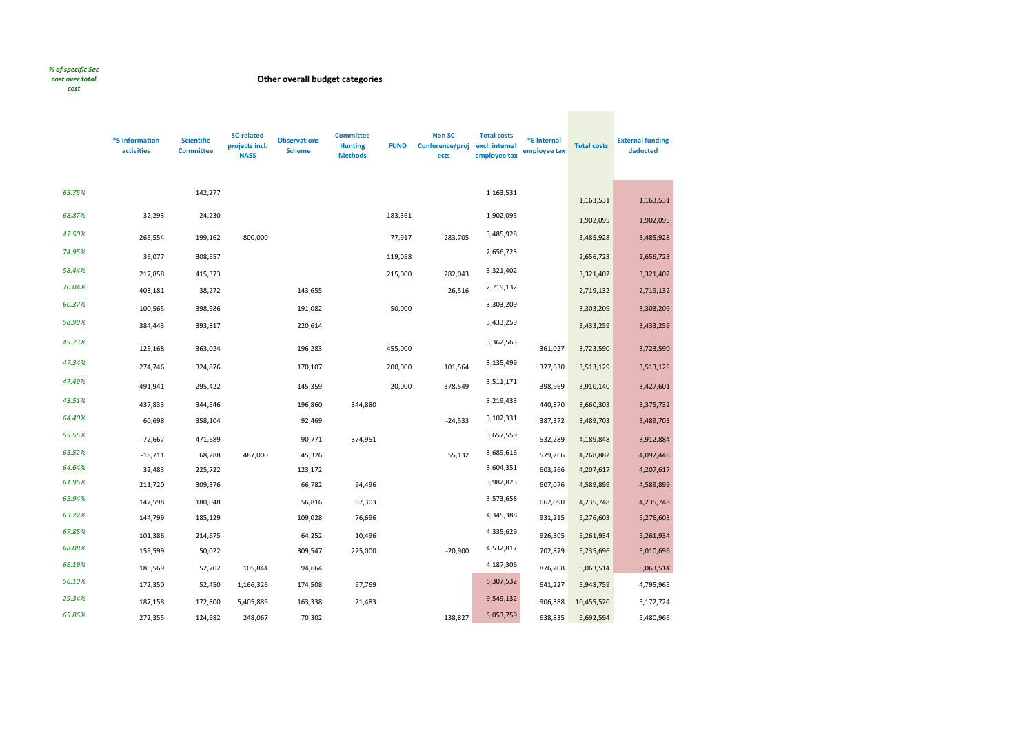*% of specific Sec cost over total cost*

**Other overall budget categories**

| % of specific Sec cost over total cost | *5 Information activities | Scientific Committee | SC-related projects incl. NASS | Observations Scheme | Committee Hunting Methods | FUND | Non SC Conference/projects | Total costs excl. internal employee tax | *6 Internal employee tax | Total costs | External funding deducted |
|---|---|---|---|---|---|---|---|---|---|---|---|
| *63.75%* | | 142,277 | | | | | | 1,163,531 | | 1,163,531 | 1,163,531 |
| *68.87%* | 32,293 | 24,230 | | | | 183,361 | | 1,902,095 | | 1,902,095 | 1,902,095 |
| *47.50%* | 265,554 | 199,162 | 800,000 | | | 77,917 | 283,705 | 3,485,928 | | 3,485,928 | 3,485,928 |
| *74.95%* | 36,077 | 308,557 | | | | 119,058 | | 2,656,723 | | 2,656,723 | 2,656,723 |
| *58.44%* | 217,858 | 415,373 | | | | 215,000 | 282,043 | 3,321,402 | | 3,321,402 | 3,321,402 |
| *70.04%* | 403,181 | 38,272 | | 143,655 | | | -26,516 | 2,719,132 | | 2,719,132 | 2,719,132 |
| *60.37%* | 100,565 | 398,986 | | 191,082 | | 50,000 | | 3,303,209 | | 3,303,209 | 3,303,209 |
| *58.99%* | 384,443 | 393,817 | | 220,614 | | | | 3,433,259 | | 3,433,259 | 3,433,259 |
| *49.73%* | 125,168 | 363,024 | | 196,283 | | 455,000 | | 3,362,563 | 361,027 | 3,723,590 | 3,723,590 |
| *47.34%* | 274,746 | 324,876 | | 170,107 | | 200,000 | 101,564 | 3,135,499 | 377,630 | 3,513,129 | 3,513,129 |
| *47.49%* | 491,941 | 295,422 | | 145,359 | | 20,000 | 378,549 | 3,511,171 | 398,969 | 3,910,140 | 3,427,601 |
| *43.51%* | 437,833 | 344,546 | | 196,860 | 344,880 | | | 3,219,433 | 440,870 | 3,660,303 | 3,375,732 |
| *64.40%* | 60,698 | 358,104 | | 92,469 | | | -24,533 | 3,102,331 | 387,372 | 3,489,703 | 3,489,703 |
| *59.55%* | -72,667 | 471,689 | | 90,771 | 374,951 | | | 3,657,559 | 532,289 | 4,189,848 | 3,912,884 |
| *63.52%* | -18,711 | 68,288 | 487,000 | 45,326 | | | 55,132 | 3,689,616 | 579,266 | 4,268,882 | 4,092,448 |
| *64.64%* | 32,483 | 225,722 | | 123,172 | | | | 3,604,351 | 603,266 | 4,207,617 | 4,207,617 |
| *61.96%* | 211,720 | 309,376 | | 66,782 | 94,496 | | | 3,982,823 | 607,076 | 4,589,899 | 4,589,899 |
| *65.94%* | 147,598 | 180,048 | | 56,816 | 67,303 | | | 3,573,658 | 662,090 | 4,235,748 | 4,235,748 |
| *63.72%* | 144,799 | 185,129 | | 109,028 | 76,696 | | | 4,345,388 | 931,215 | 5,276,603 | 5,276,603 |
| *67.85%* | 101,386 | 214,675 | | 64,252 | 10,496 | | | 4,335,629 | 926,305 | 5,261,934 | 5,261,934 |
| *68.08%* | 159,599 | 50,022 | | 309,547 | 225,000 | | -20,900 | 4,532,817 | 702,879 | 5,235,696 | 5,010,696 |
| *66.19%* | 185,569 | 52,702 | 105,844 | 94,664 | | | | 4,187,306 | 876,208 | 5,063,514 | 5,063,514 |
| *56.10%* | 172,350 | 52,450 | 1,166,326 | 174,508 | 97,769 | | | 5,307,532 | 641,227 | 5,948,759 | 4,795,965 |
| *29.34%* | 187,158 | 172,800 | 5,405,889 | 163,338 | 21,483 | | | 9,549,132 | 906,388 | 10,455,520 | 5,172,724 |
| *65.86%* | 272,355 | 124,982 | 248,067 | 70,302 | | | 138,827 | 5,053,759 | 638,835 | 5,692,594 | 5,480,966 |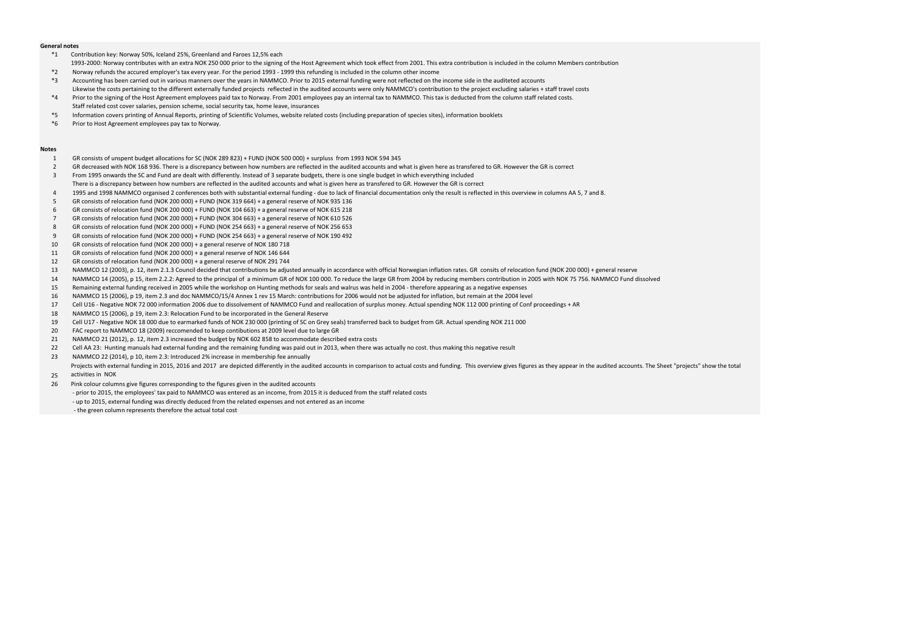**General notes**

- *1 Contribution key: Norway 50%, Iceland 25%, Greenland and Faroes 12,5% each
  1993-2000: Norway contributes with an extra NOK 250 000 prior to the signing of the Host Agreement which took effect from 2001. This extra contribution is included in the column Members contribution
- *2 Norway refunds the accured employer's tax every year. For the period 1993 - 1999 this refunding is included in the column other income
- *3 Accounting has been carried out in various manners over the years in NAMMCO. Prior to 2015 external funding were not reflected on the income side in the auditeted accounts
  Likewise the costs pertaining to the different externally funded projects reflected in the audited accounts were only NAMMCO's contribution to the project excluding salaries + staff travel costs
- *4 Prior to the signing of the Host Agreement employees paid tax to Norway. From 2001 employees pay an internal tax to NAMMCO. This tax is deducted from the column staff related costs.
  Staff related cost cover salaries, pension scheme, social security tax, home leave, insurances
- *5 Information covers printing of Annual Reports, printing of Scientific Volumes, website related costs (including preparation of species sites), information booklets
- *6 Prior to Host Agreement employees pay tax to Norway.

**Notes**

1. GR consists of unspent budget allocations for SC (NOK 289 823) + FUND (NOK 500 000) + surpluss from 1993 NOK 594 345
2. GR decreased with NOK 168 936. There is a discrepancy between how numbers are reflected in the audited accounts and what is given here as transfered to GR. However the GR is correct
3. From 1995 onwards the SC and Fund are dealt with differently. Instead of 3 separate budgets, there is one single budget in which everything included
   There is a discrepancy between how numbers are reflected in the audited accounts and what is given here as transfered to GR. However the GR is correct
4. 1995 and 1998 NAMMCO organised 2 conferences both with substantial external funding - due to lack of financial documentation only the result is reflected in this overview in columns AA 5, 7 and 8.
5. GR consists of relocation fund (NOK 200 000) + FUND (NOK 319 664) + a general reserve of NOK 935 136
6. GR consists of relocation fund (NOK 200 000) + FUND (NOK 104 663) + a general reserve of NOK 615 218
7. GR consists of relocation fund (NOK 200 000) + FUND (NOK 304 663) + a general reserve of NOK 610 526
8. GR consists of relocation fund (NOK 200 000) + FUND (NOK 254 663) + a general reserve of NOK 256 653
9. GR consists of relocation fund (NOK 200 000) + FUND (NOK 254 663) + a general reserve of NOK 190 492
10. GR consists of relocation fund (NOK 200 000) + a general reserve of NOK 180 718
11. GR consists of relocation fund (NOK 200 000) + a general reserve of NOK 146 644
12. GR consists of relocation fund (NOK 200 000) + a general reserve of NOK 291 744
13. NAMMCO 12 (2003), p. 12, item 2.1.3 Council decided that contributions be adjusted annually in accordance with official Norwegian inflation rates. GR consits of relocation fund (NOK 200 000) + general reserve
14. NAMMCO 14 (2005), p 15, item 2.2.2: Agreed to the principal of a minimum GR of NOK 100 000. To reduce the large GR from 2004 by reducing members contribution in 2005 with NOK 75 756. NAMMCO Fund dissolved
15. Remaining external funding received in 2005 while the workshop on Hunting methods for seals and walrus was held in 2004 - therefore appearing as a negative expenses
16. NAMMCO 15 (2006), p 19, item 2.3 and doc NAMMCO/15/4 Annex 1 rev 15 March: contributions for 2006 would not be adjusted for inflation, but remain at the 2004 level
17. Cell U16 - Negative NOK 72 000 information 2006 due to dissolvement of NAMMCO Fund and reallocation of surplus money. Actual spending NOK 112 000 printing of Conf proceedings + AR
18. NAMMCO 15 (2006), p 19, item 2.3: Relocation Fund to be incorporated in the General Reserve
19. Cell U17 - Negative NOK 18 000 due to earmarked funds of NOK 230 000 (printing of SC on Grey seals) transferred back to budget from GR. Actual spending NOK 211 000
20. FAC report to NAMMCO 18 (2009) reccomended to keep contibutions at 2009 level due to large GR
21. NAMMCO 21 (2012), p. 12, item 2.3 increased the budget by NOK 602 858 to accommodate described extra costs
22. Cell AA 23: Hunting manuals had external funding and the remaining funding was paid out in 2013, when there was actually no cost. thus making this negative result
23. NAMMCO 22 (2014), p 10, item 2.3: Introduced 2% increase in membership fee annually
25. Projects with external funding in 2015, 2016 and 2017 are depicted differently in the audited accounts in comparison to actual costs and funding. This overview gives figures as they appear in the audited accounts. The Sheet "projects" show the total activities in NOK
26. Pink colour columns give figures corresponding to the figures given in the audited accounts
   - prior to 2015, the employees' tax paid to NAMMCO was entered as an income, from 2015 it is deduced from the staff related costs
   - up to 2015, external funding was directly deduced from the related expenses and not entered as an income
   - the green column represents therefore the actual total cost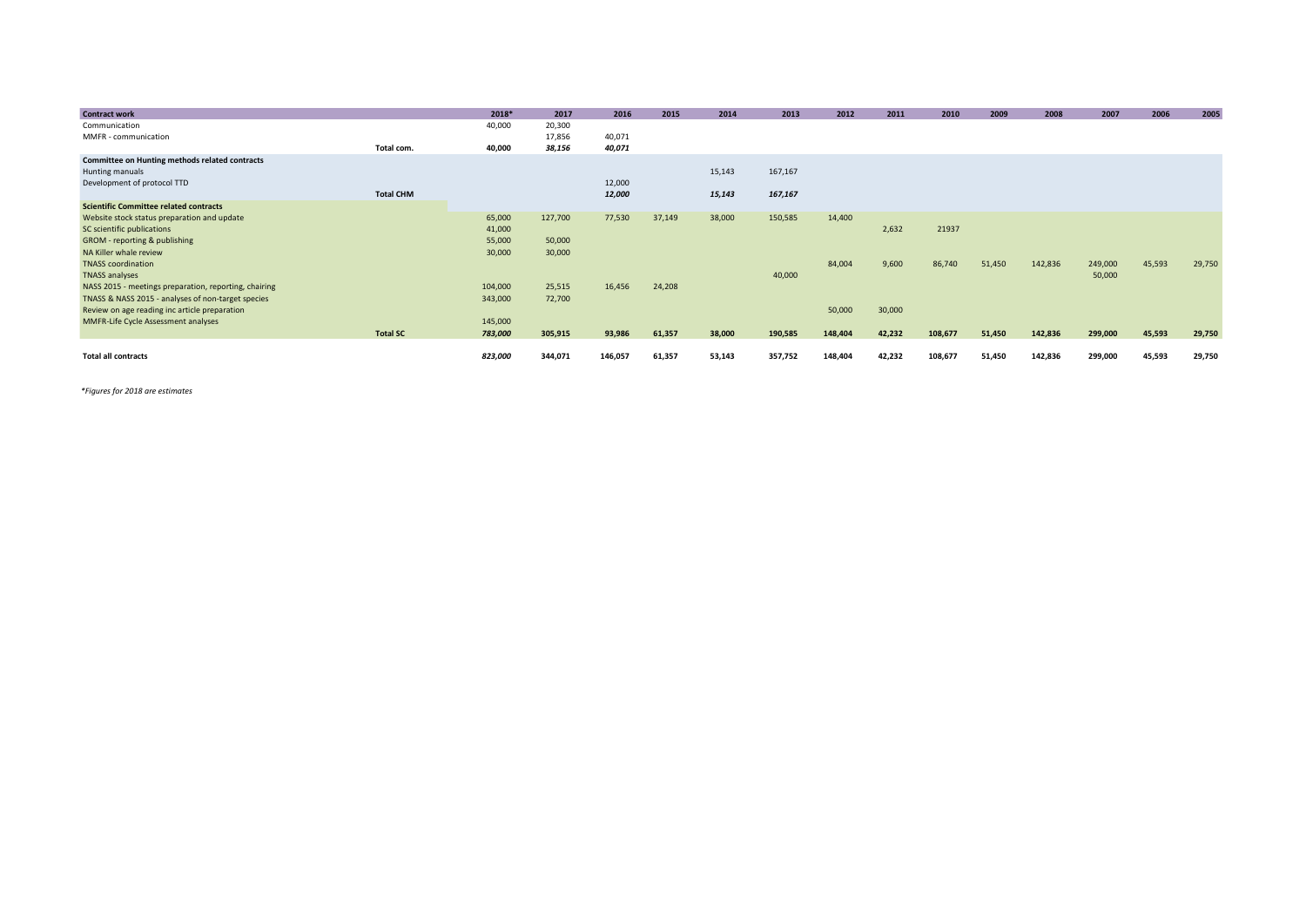| Contract work | | 2018* | 2017 | 2016 | 2015 | 2014 | 2013 | 2012 | 2011 | 2010 | 2009 | 2008 | 2007 | 2006 | 2005 |
|---|---|---|---|---|---|---|---|---|---|---|---|---|---|---|---|
| Communication | | 40,000 | 20,300 | | | | | | | | | | | | |
| MMFR - communication | | | 17,856 | 40,071 | | | | | | | | | | | |
| | Total com. | 40,000 | *38,156* | *40,071* | | | | | | | | | | | |
| **Committee on Hunting methods related contracts** | | | | | | | | | | | | | | | |
| Hunting manuals | | | | | | 15,143 | 167,167 | | | | | | | | |
| Development of protocol TTD | | | | 12,000 | | | | | | | | | | | |
| | **Total CHM** | | | ***12,000*** | | ***15,143*** | ***167,167*** | | | | | | | | |
| **Scientific Committee related contracts** | | | | | | | | | | | | | | | |
| Website stock status preparation and update | | 65,000 | 127,700 | 77,530 | 37,149 | 38,000 | 150,585 | 14,400 | | | | | | | |
| SC scientific publications | | 41,000 | | | | | | | 2,632 | 21937 | | | | | |
| GROM - reporting & publishing | | 55,000 | 50,000 | | | | | | | | | | | | |
| NA Killer whale review | | 30,000 | 30,000 | | | | | | | | | | | | |
| TNASS coordination | | | | | | | | 84,004 | 9,600 | 86,740 | 51,450 | 142,836 | 249,000 | 45,593 | 29,750 |
| TNASS analyses | | | | | | | 40,000 | | | | | | 50,000 | | |
| NASS 2015 - meetings preparation, reporting, chairing | | 104,000 | 25,515 | 16,456 | 24,208 | | | | | | | | | | |
| TNASS & NASS 2015 - analyses of non-target species | | 343,000 | 72,700 | | | | | | | | | | | | |
| Review on age reading inc article preparation | | | | | | | | 50,000 | 30,000 | | | | | | |
| MMFR-Life Cycle Assessment analyses | | 145,000 | | | | | | | | | | | | | |
| | **Total SC** | ***783,000*** | **305,915** | **93,986** | **61,357** | **38,000** | **190,585** | **148,404** | **42,232** | **108,677** | **51,450** | **142,836** | **299,000** | **45,593** | **29,750** |
| **Total all contracts** | | ***823,000*** | **344,071** | **146,057** | **61,357** | **53,143** | **357,752** | **148,404** | **42,232** | **108,677** | **51,450** | **142,836** | **299,000** | **45,593** | **29,750** |

*\*Figures for 2018 are estimates*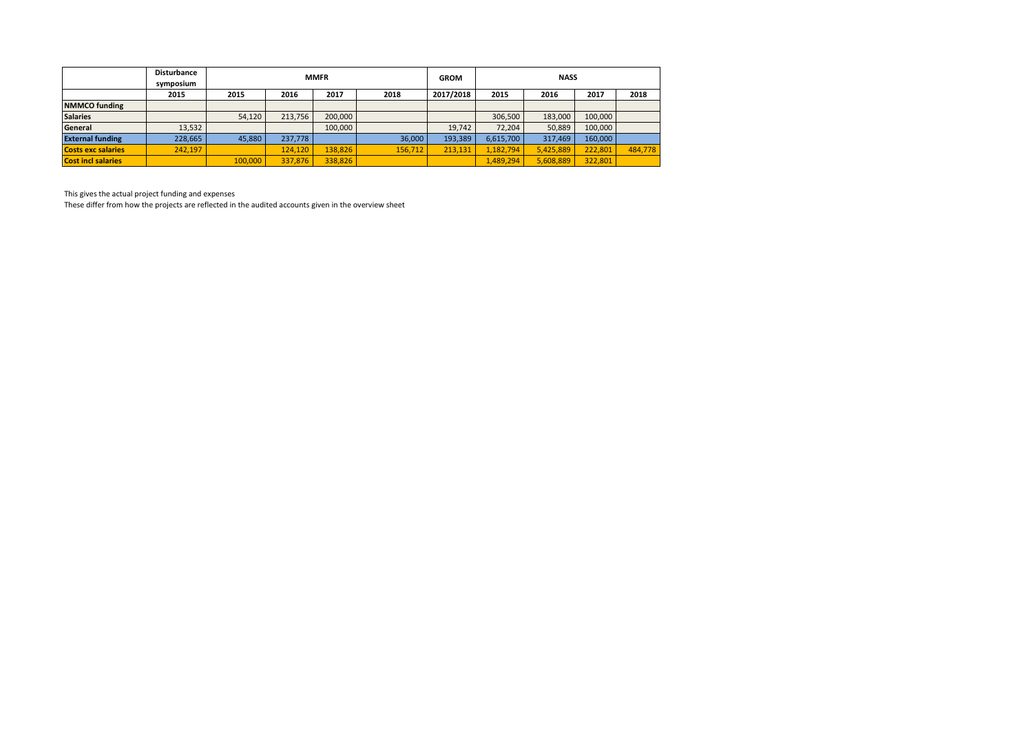| | Disturbance symposium | MMFR | | | | GROM | NASS | | | |
|---|---|---|---|---|---|---|---|---|---|---|
| | 2015 | 2015 | 2016 | 2017 | 2018 | 2017/2018 | 2015 | 2016 | 2017 | 2018 |
| **NMMCO funding** | | | | | | | | | | |
| **Salaries** | | 54,120 | 213,756 | 200,000 | | | 306,500 | 183,000 | 100,000 | |
| **General** | 13,532 | | | 100,000 | | 19,742 | 72,204 | 50,889 | 100,000 | |
| **External funding** | 228,665 | 45,880 | 237,778 | | 36,000 | 193,389 | 6,615,700 | 317,469 | 160,000 | |
| **Costs exc salaries** | 242,197 | | 124,120 | 138,826 | 156,712 | 213,131 | 1,182,794 | 5,425,889 | 222,801 | 484,778 |
| **Cost incl salaries** | | 100,000 | 337,876 | 338,826 | | | 1,489,294 | 5,608,889 | 322,801 | |

This gives the actual project funding and expenses

These differ from how the projects are reflected in the audited accounts given in the overview sheet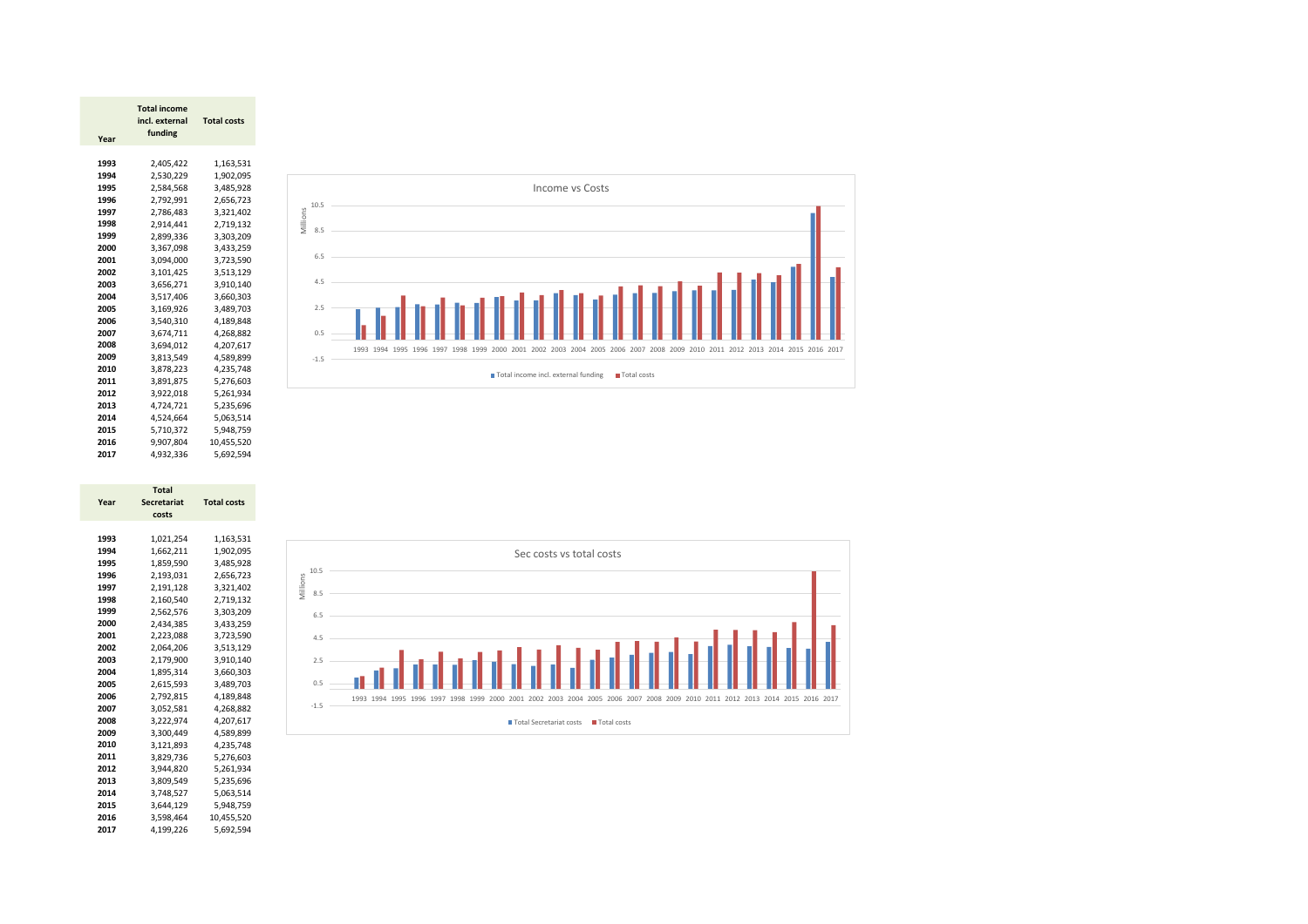| Year | Total income incl. external funding | Total costs |
|---|---|---|
| 1993 | 2,405,422 | 1,163,531 |
| 1994 | 2,530,229 | 1,902,095 |
| 1995 | 2,584,568 | 3,485,928 |
| 1996 | 2,792,991 | 2,656,723 |
| 1997 | 2,786,483 | 3,321,402 |
| 1998 | 2,914,441 | 2,719,132 |
| 1999 | 2,899,336 | 3,303,209 |
| 2000 | 3,367,098 | 3,433,259 |
| 2001 | 3,094,000 | 3,723,590 |
| 2002 | 3,101,425 | 3,513,129 |
| 2003 | 3,656,271 | 3,910,140 |
| 2004 | 3,517,406 | 3,660,303 |
| 2005 | 3,169,926 | 3,489,703 |
| 2006 | 3,540,310 | 4,189,848 |
| 2007 | 3,674,711 | 4,268,882 |
| 2008 | 3,694,012 | 4,207,617 |
| 2009 | 3,813,549 | 4,589,899 |
| 2010 | 3,878,223 | 4,235,748 |
| 2011 | 3,891,875 | 5,276,603 |
| 2012 | 3,922,018 | 5,261,934 |
| 2013 | 4,724,721 | 5,235,696 |
| 2014 | 4,524,664 | 5,063,514 |
| 2015 | 5,710,372 | 5,948,759 |
| 2016 | 9,907,804 | 10,455,520 |
| 2017 | 4,932,336 | 5,692,594 |

Income vs Costs

| Year | Total Secretariat costs | Total costs |
|---|---|---|
| 1993 | 1,021,254 | 1,163,531 |
| 1994 | 1,662,211 | 1,902,095 |
| 1995 | 1,859,590 | 3,485,928 |
| 1996 | 2,193,031 | 2,656,723 |
| 1997 | 2,191,128 | 3,321,402 |
| 1998 | 2,160,540 | 2,719,132 |
| 1999 | 2,562,576 | 3,303,209 |
| 2000 | 2,434,385 | 3,433,259 |
| 2001 | 2,223,088 | 3,723,590 |
| 2002 | 2,064,206 | 3,513,129 |
| 2003 | 2,179,900 | 3,910,140 |
| 2004 | 1,895,314 | 3,660,303 |
| 2005 | 2,615,593 | 3,489,703 |
| 2006 | 2,792,815 | 4,189,848 |
| 2007 | 3,052,581 | 4,268,882 |
| 2008 | 3,222,974 | 4,207,617 |
| 2009 | 3,300,449 | 4,589,899 |
| 2010 | 3,121,893 | 4,235,748 |
| 2011 | 3,829,736 | 5,276,603 |
| 2012 | 3,944,820 | 5,261,934 |
| 2013 | 3,809,549 | 5,235,696 |
| 2014 | 3,748,527 | 5,063,514 |
| 2015 | 3,644,129 | 5,948,759 |
| 2016 | 3,598,464 | 10,455,520 |
| 2017 | 4,199,226 | 5,692,594 |

Sec costs vs total costs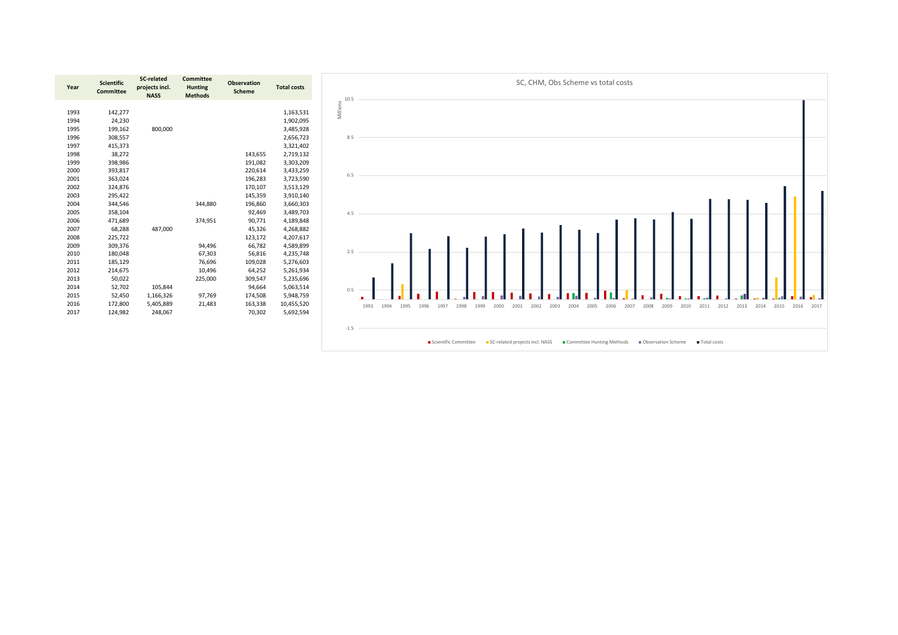| Year | Scientific Committee | SC-related projects incl. NASS | Committee Hunting Methods | Observation Scheme | Total costs |
|---|---|---|---|---|---|
| 1993 | 142,277 | | | | 1,163,531 |
| 1994 | 24,230 | | | | 1,902,095 |
| 1995 | 199,162 | 800,000 | | | 3,485,928 |
| 1996 | 308,557 | | | | 2,656,723 |
| 1997 | 415,373 | | | | 3,321,402 |
| 1998 | 38,272 | | | 143,655 | 2,719,132 |
| 1999 | 398,986 | | | 191,082 | 3,303,209 |
| 2000 | 393,817 | | | 220,614 | 3,433,259 |
| 2001 | 363,024 | | | 196,283 | 3,723,590 |
| 2002 | 324,876 | | | 170,107 | 3,513,129 |
| 2003 | 295,422 | | | 145,359 | 3,910,140 |
| 2004 | 344,546 | | 344,880 | 196,860 | 3,660,303 |
| 2005 | 358,104 | | | 92,469 | 3,489,703 |
| 2006 | 471,689 | | 374,951 | 90,771 | 4,189,848 |
| 2007 | 68,288 | 487,000 | | 45,326 | 4,268,882 |
| 2008 | 225,722 | | | 123,172 | 4,207,617 |
| 2009 | 309,376 | | 94,496 | 66,782 | 4,589,899 |
| 2010 | 180,048 | | 67,303 | 56,816 | 4,235,748 |
| 2011 | 185,129 | | 76,696 | 109,028 | 5,276,603 |
| 2012 | 214,675 | | 10,496 | 64,252 | 5,261,934 |
| 2013 | 50,022 | | 225,000 | 309,547 | 5,235,696 |
| 2014 | 52,702 | 105,844 | | 94,664 | 5,063,514 |
| 2015 | 52,450 | 1,166,326 | 97,769 | 174,508 | 5,948,759 |
| 2016 | 172,800 | 5,405,889 | 21,483 | 163,338 | 10,455,520 |
| 2017 | 124,982 | 248,067 | | 70,302 | 5,692,594 |

SC, CHM, Obs Scheme vs total costs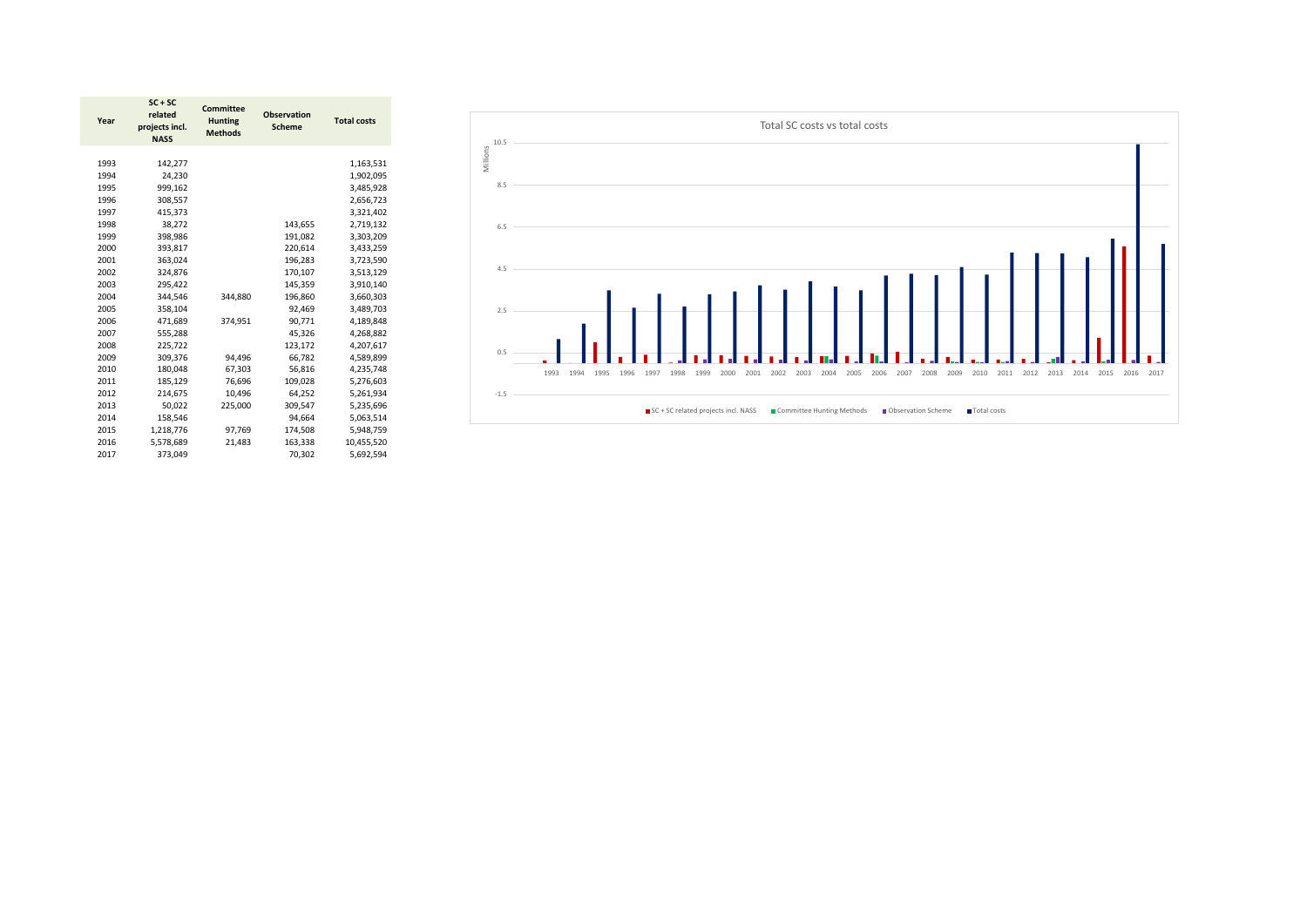| Year | SC + SC related projects incl. NASS | Committee Hunting Methods | Observation Scheme | Total costs |
|---|---|---|---|---|
| 1993 | 142,277 | | | 1,163,531 |
| 1994 | 24,230 | | | 1,902,095 |
| 1995 | 999,162 | | | 3,485,928 |
| 1996 | 308,557 | | | 2,656,723 |
| 1997 | 415,373 | | | 3,321,402 |
| 1998 | 38,272 | | 143,655 | 2,719,132 |
| 1999 | 398,986 | | 191,082 | 3,303,209 |
| 2000 | 393,817 | | 220,614 | 3,433,259 |
| 2001 | 363,024 | | 196,283 | 3,723,590 |
| 2002 | 324,876 | | 170,107 | 3,513,129 |
| 2003 | 295,422 | | 145,359 | 3,910,140 |
| 2004 | 344,546 | 344,880 | 196,860 | 3,660,303 |
| 2005 | 358,104 | | 92,469 | 3,489,703 |
| 2006 | 471,689 | 374,951 | 90,771 | 4,189,848 |
| 2007 | 555,288 | | 45,326 | 4,268,882 |
| 2008 | 225,722 | | 123,172 | 4,207,617 |
| 2009 | 309,376 | 94,496 | 66,782 | 4,589,899 |
| 2010 | 180,048 | 67,303 | 56,816 | 4,235,748 |
| 2011 | 185,129 | 76,696 | 109,028 | 5,276,603 |
| 2012 | 214,675 | 10,496 | 64,252 | 5,261,934 |
| 2013 | 50,022 | 225,000 | 309,547 | 5,235,696 |
| 2014 | 158,546 | | 94,664 | 5,063,514 |
| 2015 | 1,218,776 | 97,769 | 174,508 | 5,948,759 |
| 2016 | 5,578,689 | 21,483 | 163,338 | 10,455,520 |
| 2017 | 373,049 | | 70,302 | 5,692,594 |

Total SC costs vs total costs

Millions

10.5
8.5
6.5
4.5
2.5
0.5
-1.5

1993 1994 1995 1996 1997 1998 1999 2000 2001 2002 2003 2004 2005 2006 2007 2008 2009 2010 2011 2012 2013 2014 2015 2016 2017

SC + SC related projects incl. NASS   Committee Hunting Methods   Observation Scheme   Total costs